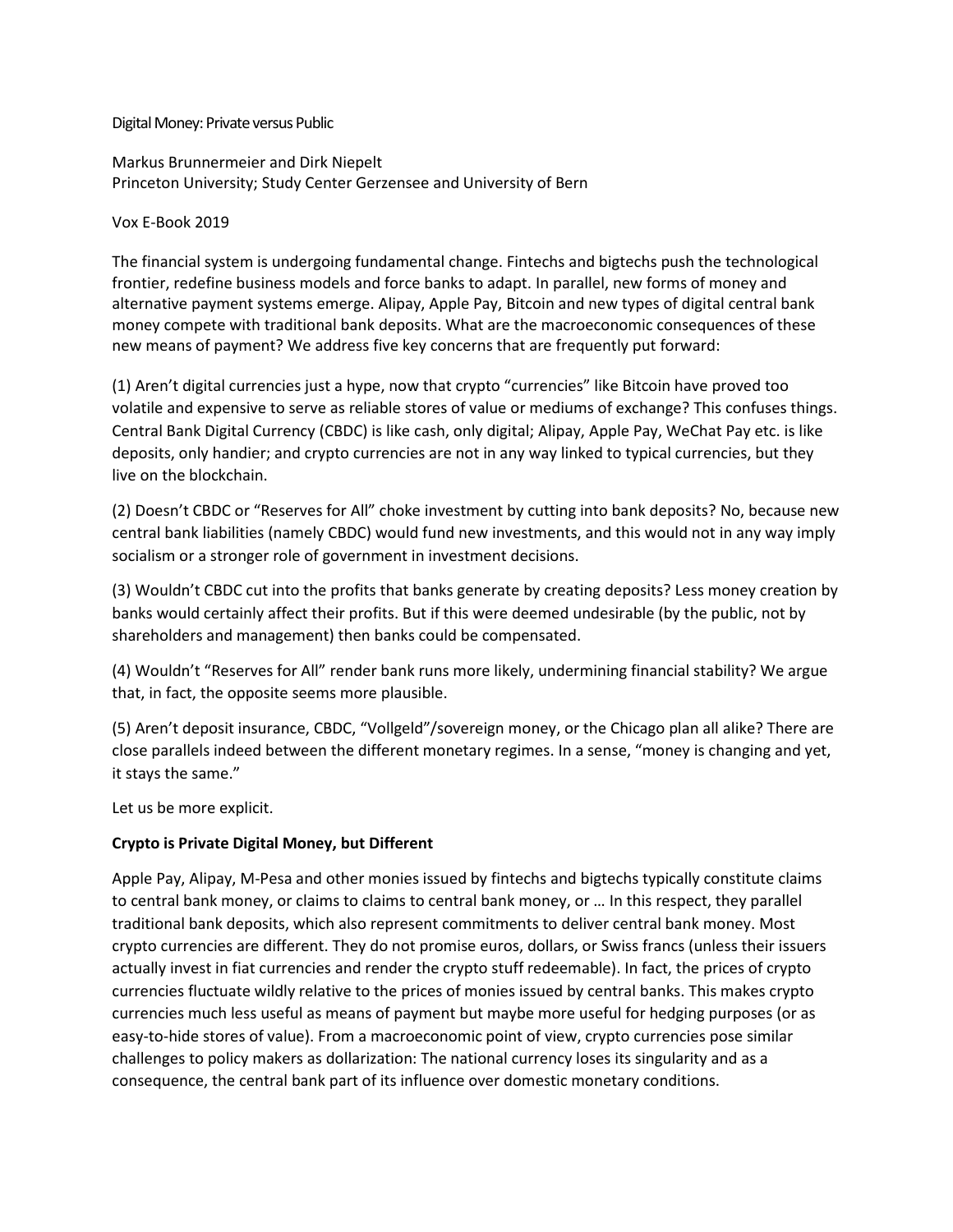# Digital Money: Private versus Public

Markus Brunnermeier and Dirk Niepelt
Princeton University; Study Center Gerzensee and University of Bern

Vox E-Book 2019

The financial system is undergoing fundamental change. Fintechs and bigtechs push the technological frontier, redefine business models and force banks to adapt. In parallel, new forms of money and alternative payment systems emerge. Alipay, Apple Pay, Bitcoin and new types of digital central bank money compete with traditional bank deposits. What are the macroeconomic consequences of these new means of payment? We address five key concerns that are frequently put forward:

(1) Aren't digital currencies just a hype, now that crypto "currencies" like Bitcoin have proved too volatile and expensive to serve as reliable stores of value or mediums of exchange? This confuses things. Central Bank Digital Currency (CBDC) is like cash, only digital; Alipay, Apple Pay, WeChat Pay etc. is like deposits, only handier; and crypto currencies are not in any way linked to typical currencies, but they live on the blockchain.

(2) Doesn't CBDC or "Reserves for All" choke investment by cutting into bank deposits? No, because new central bank liabilities (namely CBDC) would fund new investments, and this would not in any way imply socialism or a stronger role of government in investment decisions.

(3) Wouldn't CBDC cut into the profits that banks generate by creating deposits? Less money creation by banks would certainly affect their profits. But if this were deemed undesirable (by the public, not by shareholders and management) then banks could be compensated.

(4) Wouldn't "Reserves for All" render bank runs more likely, undermining financial stability? We argue that, in fact, the opposite seems more plausible.

(5) Aren't deposit insurance, CBDC, "Vollgeld"/sovereign money, or the Chicago plan all alike? There are close parallels indeed between the different monetary regimes. In a sense, "money is changing and yet, it stays the same."

Let us be more explicit.

## Crypto is Private Digital Money, but Different

Apple Pay, Alipay, M-Pesa and other monies issued by fintechs and bigtechs typically constitute claims to central bank money, or claims to claims to central bank money, or … In this respect, they parallel traditional bank deposits, which also represent commitments to deliver central bank money. Most crypto currencies are different. They do not promise euros, dollars, or Swiss francs (unless their issuers actually invest in fiat currencies and render the crypto stuff redeemable). In fact, the prices of crypto currencies fluctuate wildly relative to the prices of monies issued by central banks. This makes crypto currencies much less useful as means of payment but maybe more useful for hedging purposes (or as easy-to-hide stores of value). From a macroeconomic point of view, crypto currencies pose similar challenges to policy makers as dollarization: The national currency loses its singularity and as a consequence, the central bank part of its influence over domestic monetary conditions.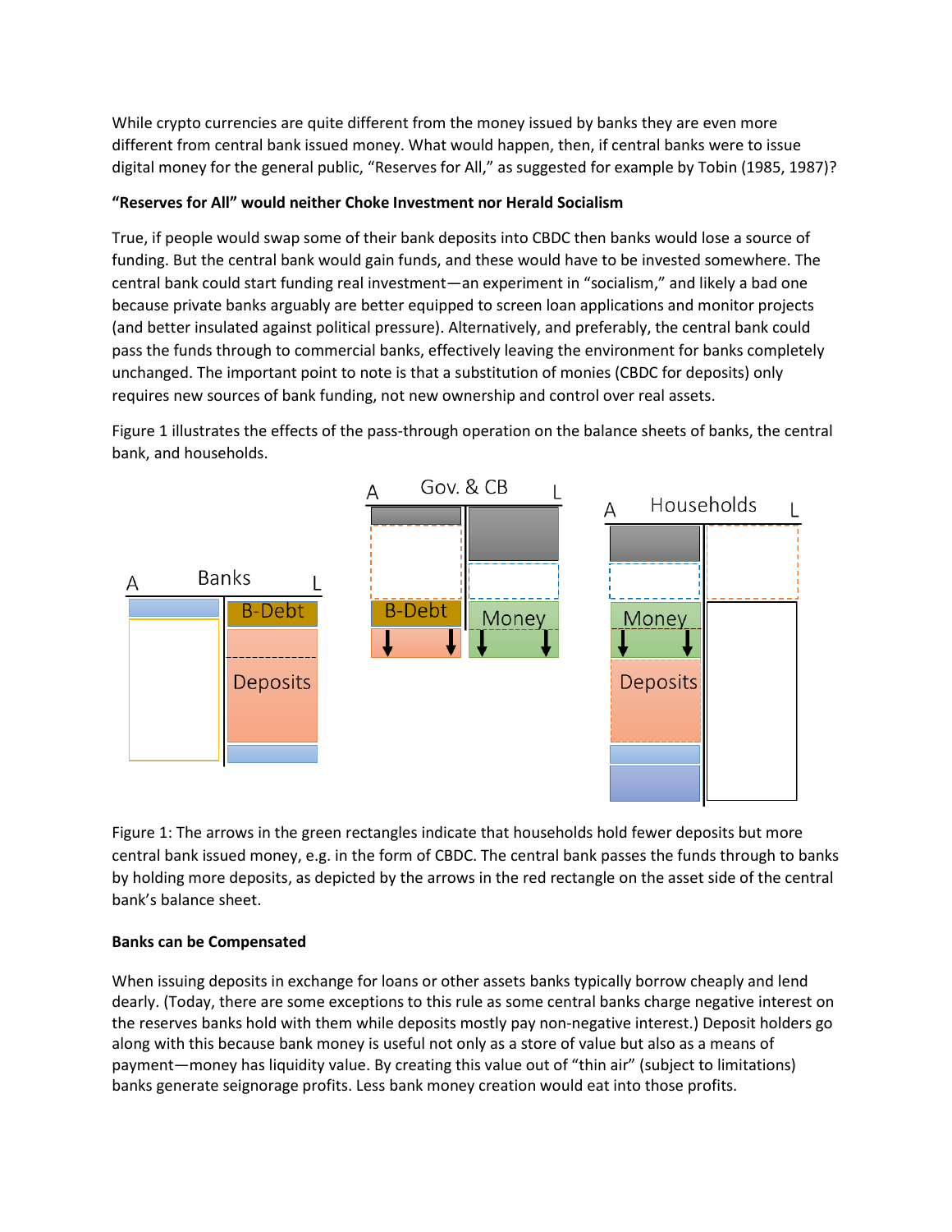While crypto currencies are quite different from the money issued by banks they are even more different from central bank issued money. What would happen, then, if central banks were to issue digital money for the general public, "Reserves for All," as suggested for example by Tobin (1985, 1987)?

**"Reserves for All" would neither Choke Investment nor Herald Socialism**

True, if people would swap some of their bank deposits into CBDC then banks would lose a source of funding. But the central bank would gain funds, and these would have to be invested somewhere. The central bank could start funding real investment—an experiment in "socialism," and likely a bad one because private banks arguably are better equipped to screen loan applications and monitor projects (and better insulated against political pressure). Alternatively, and preferably, the central bank could pass the funds through to commercial banks, effectively leaving the environment for banks completely unchanged. The important point to note is that a substitution of monies (CBDC for deposits) only requires new sources of bank funding, not new ownership and control over real assets.

Figure 1 illustrates the effects of the pass-through operation on the balance sheets of banks, the central bank, and households.

Figure 1: The arrows in the green rectangles indicate that households hold fewer deposits but more central bank issued money, e.g. in the form of CBDC. The central bank passes the funds through to banks by holding more deposits, as depicted by the arrows in the red rectangle on the asset side of the central bank's balance sheet.

**Banks can be Compensated**

When issuing deposits in exchange for loans or other assets banks typically borrow cheaply and lend dearly. (Today, there are some exceptions to this rule as some central banks charge negative interest on the reserves banks hold with them while deposits mostly pay non-negative interest.) Deposit holders go along with this because bank money is useful not only as a store of value but also as a means of payment—money has liquidity value. By creating this value out of "thin air" (subject to limitations) banks generate seignorage profits. Less bank money creation would eat into those profits.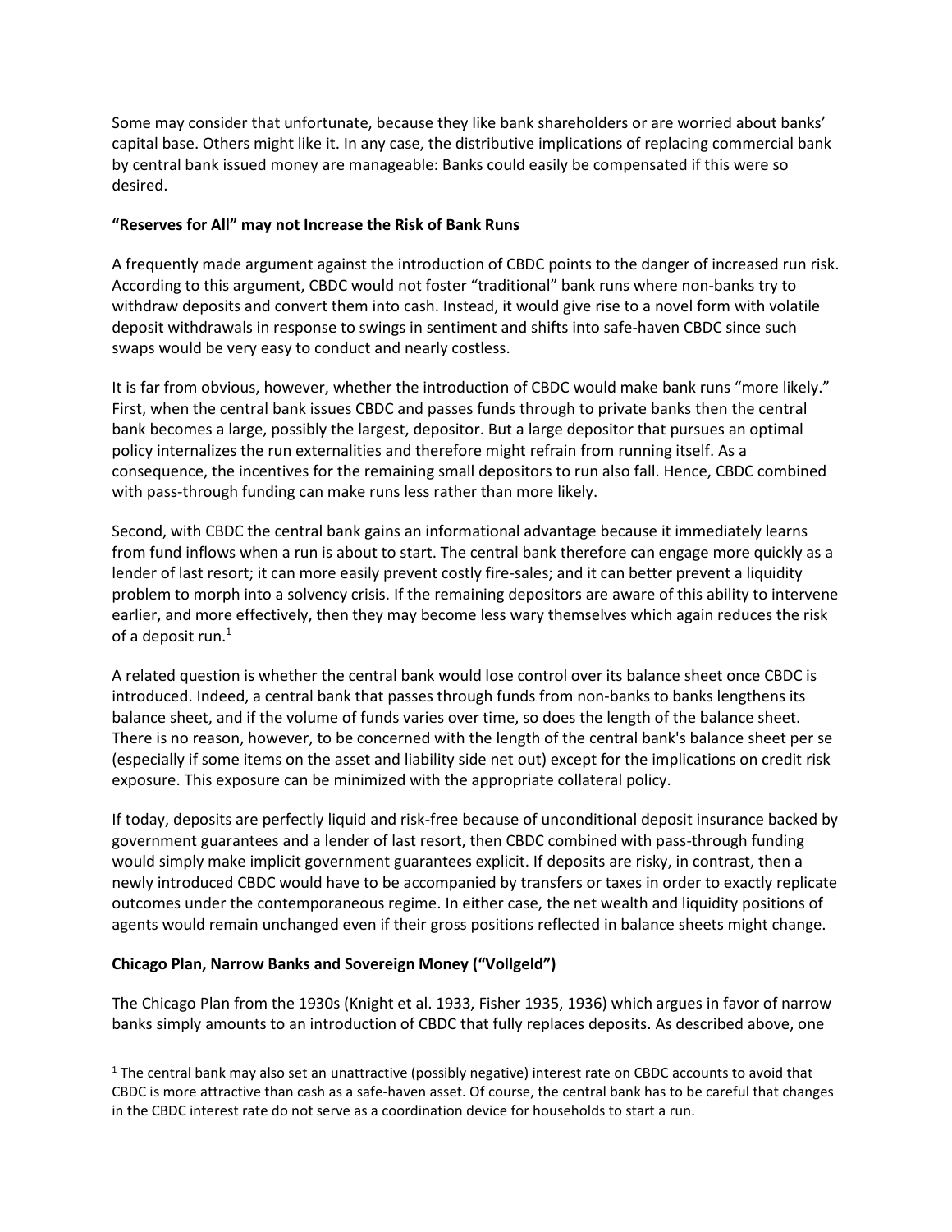Some may consider that unfortunate, because they like bank shareholders or are worried about banks' capital base. Others might like it. In any case, the distributive implications of replacing commercial bank by central bank issued money are manageable: Banks could easily be compensated if this were so desired.

**"Reserves for All" may not Increase the Risk of Bank Runs**

A frequently made argument against the introduction of CBDC points to the danger of increased run risk. According to this argument, CBDC would not foster "traditional" bank runs where non-banks try to withdraw deposits and convert them into cash. Instead, it would give rise to a novel form with volatile deposit withdrawals in response to swings in sentiment and shifts into safe-haven CBDC since such swaps would be very easy to conduct and nearly costless.

It is far from obvious, however, whether the introduction of CBDC would make bank runs "more likely." First, when the central bank issues CBDC and passes funds through to private banks then the central bank becomes a large, possibly the largest, depositor. But a large depositor that pursues an optimal policy internalizes the run externalities and therefore might refrain from running itself. As a consequence, the incentives for the remaining small depositors to run also fall. Hence, CBDC combined with pass-through funding can make runs less rather than more likely.

Second, with CBDC the central bank gains an informational advantage because it immediately learns from fund inflows when a run is about to start. The central bank therefore can engage more quickly as a lender of last resort; it can more easily prevent costly fire-sales; and it can better prevent a liquidity problem to morph into a solvency crisis. If the remaining depositors are aware of this ability to intervene earlier, and more effectively, then they may become less wary themselves which again reduces the risk of a deposit run.[1]

A related question is whether the central bank would lose control over its balance sheet once CBDC is introduced. Indeed, a central bank that passes through funds from non-banks to banks lengthens its balance sheet, and if the volume of funds varies over time, so does the length of the balance sheet. There is no reason, however, to be concerned with the length of the central bank's balance sheet per se (especially if some items on the asset and liability side net out) except for the implications on credit risk exposure. This exposure can be minimized with the appropriate collateral policy.

If today, deposits are perfectly liquid and risk-free because of unconditional deposit insurance backed by government guarantees and a lender of last resort, then CBDC combined with pass-through funding would simply make implicit government guarantees explicit. If deposits are risky, in contrast, then a newly introduced CBDC would have to be accompanied by transfers or taxes in order to exactly replicate outcomes under the contemporaneous regime. In either case, the net wealth and liquidity positions of agents would remain unchanged even if their gross positions reflected in balance sheets might change.

**Chicago Plan, Narrow Banks and Sovereign Money ("Vollgeld")**

The Chicago Plan from the 1930s (Knight et al. 1933, Fisher 1935, 1936) which argues in favor of narrow banks simply amounts to an introduction of CBDC that fully replaces deposits. As described above, one

[1] The central bank may also set an unattractive (possibly negative) interest rate on CBDC accounts to avoid that CBDC is more attractive than cash as a safe-haven asset. Of course, the central bank has to be careful that changes in the CBDC interest rate do not serve as a coordination device for households to start a run.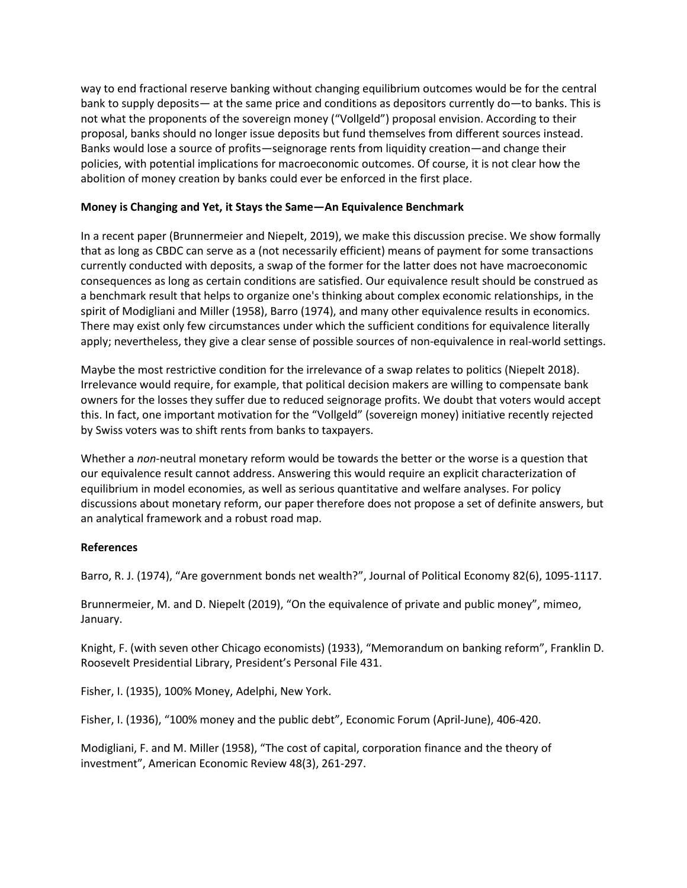way to end fractional reserve banking without changing equilibrium outcomes would be for the central bank to supply deposits— at the same price and conditions as depositors currently do—to banks. This is not what the proponents of the sovereign money ("Vollgeld") proposal envision. According to their proposal, banks should no longer issue deposits but fund themselves from different sources instead. Banks would lose a source of profits—seignorage rents from liquidity creation—and change their policies, with potential implications for macroeconomic outcomes. Of course, it is not clear how the abolition of money creation by banks could ever be enforced in the first place.

**Money is Changing and Yet, it Stays the Same—An Equivalence Benchmark**

In a recent paper (Brunnermeier and Niepelt, 2019), we make this discussion precise. We show formally that as long as CBDC can serve as a (not necessarily efficient) means of payment for some transactions currently conducted with deposits, a swap of the former for the latter does not have macroeconomic consequences as long as certain conditions are satisfied. Our equivalence result should be construed as a benchmark result that helps to organize one's thinking about complex economic relationships, in the spirit of Modigliani and Miller (1958), Barro (1974), and many other equivalence results in economics. There may exist only few circumstances under which the sufficient conditions for equivalence literally apply; nevertheless, they give a clear sense of possible sources of non-equivalence in real-world settings.

Maybe the most restrictive condition for the irrelevance of a swap relates to politics (Niepelt 2018). Irrelevance would require, for example, that political decision makers are willing to compensate bank owners for the losses they suffer due to reduced seignorage profits. We doubt that voters would accept this. In fact, one important motivation for the "Vollgeld" (sovereign money) initiative recently rejected by Swiss voters was to shift rents from banks to taxpayers.

Whether a *non*-neutral monetary reform would be towards the better or the worse is a question that our equivalence result cannot address. Answering this would require an explicit characterization of equilibrium in model economies, as well as serious quantitative and welfare analyses. For policy discussions about monetary reform, our paper therefore does not propose a set of definite answers, but an analytical framework and a robust road map.

**References**

Barro, R. J. (1974), "Are government bonds net wealth?", Journal of Political Economy 82(6), 1095-1117.

Brunnermeier, M. and D. Niepelt (2019), "On the equivalence of private and public money", mimeo, January.

Knight, F. (with seven other Chicago economists) (1933), "Memorandum on banking reform", Franklin D. Roosevelt Presidential Library, President's Personal File 431.

Fisher, I. (1935), 100% Money, Adelphi, New York.

Fisher, I. (1936), "100% money and the public debt", Economic Forum (April-June), 406-420.

Modigliani, F. and M. Miller (1958), "The cost of capital, corporation finance and the theory of investment", American Economic Review 48(3), 261-297.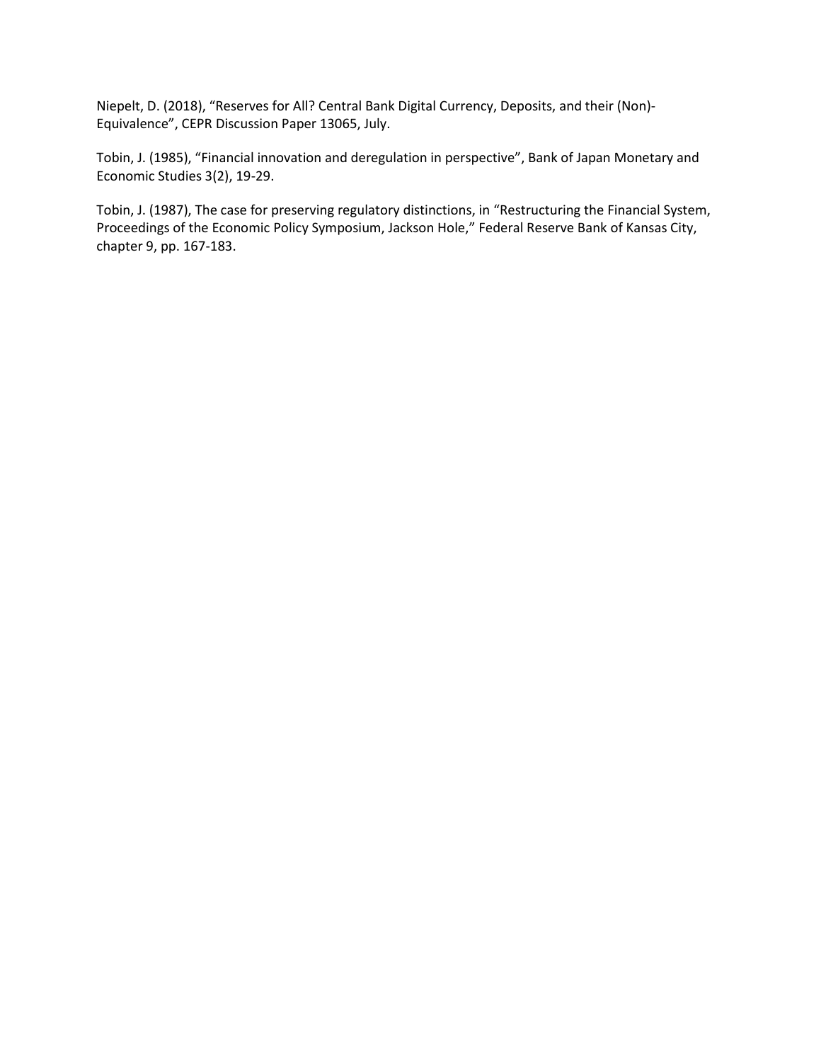Niepelt, D. (2018), "Reserves for All? Central Bank Digital Currency, Deposits, and their (Non)-Equivalence", CEPR Discussion Paper 13065, July.

Tobin, J. (1985), "Financial innovation and deregulation in perspective", Bank of Japan Monetary and Economic Studies 3(2), 19-29.

Tobin, J. (1987), The case for preserving regulatory distinctions, in "Restructuring the Financial System, Proceedings of the Economic Policy Symposium, Jackson Hole," Federal Reserve Bank of Kansas City, chapter 9, pp. 167-183.